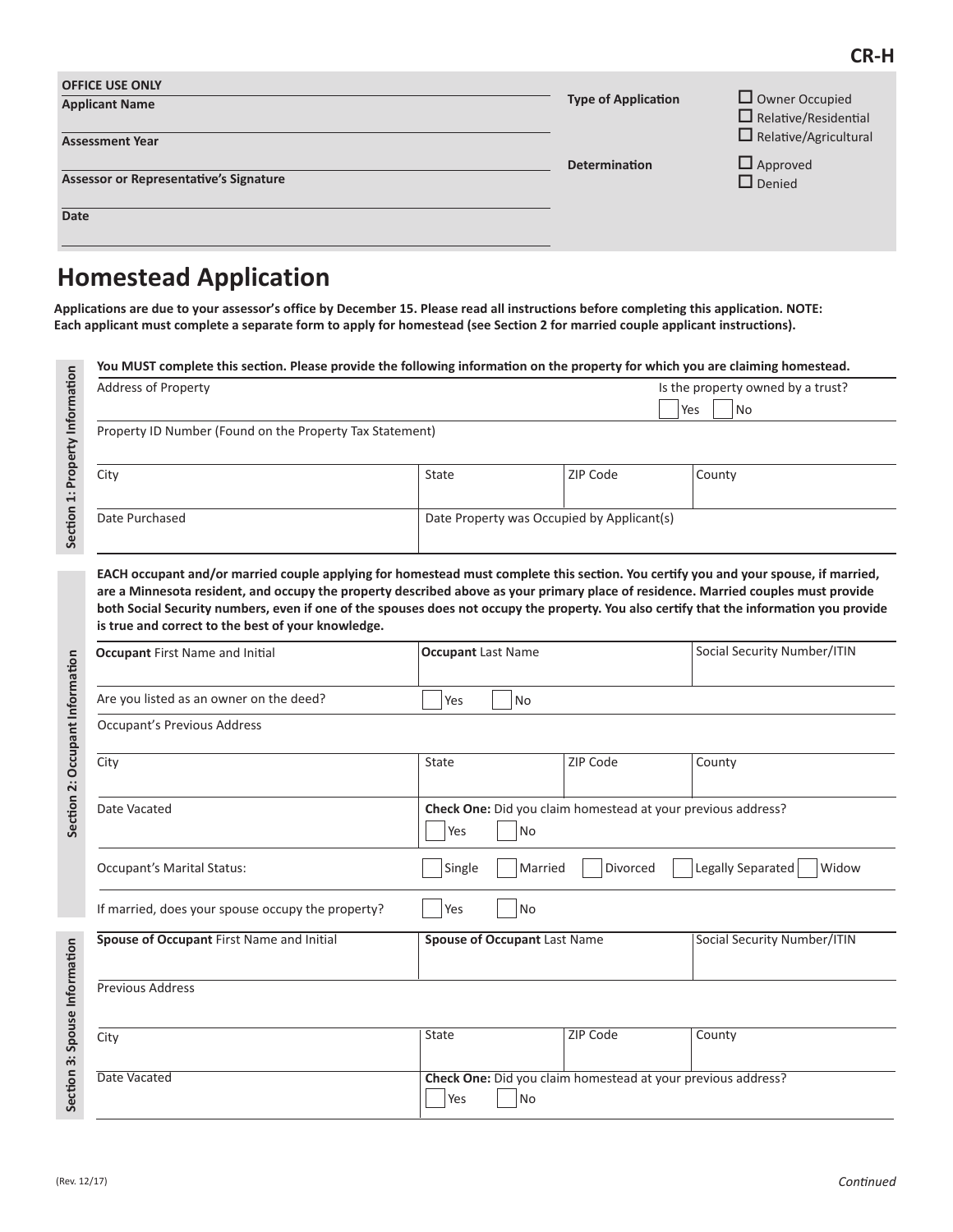**CR-H**

| OFFICE USE ONLY | | |
|---|---|---|
| **Applicant Name** | **Type of Application** | ☐ Owner Occupied<br>☐ Relative/Residential<br>☐ Relative/Agricultural |
| **Assessment Year** | | |
| **Assessor or Representative's Signature** | **Determination** | ☐ Approved<br>☐ Denied |
| **Date** | | |

# Homestead Application

**Applications are due to your assessor's office by December 15. Please read all instructions before completing this application. NOTE: Each applicant must complete a separate form to apply for homestead (see Section 2 for married couple applicant instructions).**

## Section 1: Property Information

**You MUST complete this section. Please provide the following information on the property for which you are claiming homestead.**

| Address of Property | | | Is the property owned by a trust? ☐ Yes ☐ No |
|---|---|---|---|
| Property ID Number (Found on the Property Tax Statement) | | | |
| City | State | ZIP Code | County |
| Date Purchased | Date Property was Occupied by Applicant(s) | | |

## Section 2: Occupant Information

**EACH occupant and/or married couple applying for homestead must complete this section. You certify you and your spouse, if married, are a Minnesota resident, and occupy the property described above as your primary place of residence. Married couples must provide both Social Security numbers, even if one of the spouses does not occupy the property. You also certify that the information you provide is true and correct to the best of your knowledge.**

| **Occupant** First Name and Initial | **Occupant** Last Name | | Social Security Number/ITIN |
|---|---|---|---|
| Are you listed as an owner on the deed? | ☐ Yes ☐ No | | |
| Occupant's Previous Address | | | |
| City | State | ZIP Code | County |
| Date Vacated | **Check One:** Did you claim homestead at your previous address? ☐ Yes ☐ No | | |
| Occupant's Marital Status: | ☐ Single ☐ Married ☐ Divorced ☐ Legally Separated ☐ Widow | | |
| If married, does your spouse occupy the property? | ☐ Yes ☐ No | | |

## Section 3: Spouse Information

| **Spouse of Occupant** First Name and Initial | **Spouse of Occupant** Last Name | | Social Security Number/ITIN |
|---|---|---|---|
| Previous Address | | | |
| City | State | ZIP Code | County |
| Date Vacated | **Check One:** Did you claim homestead at your previous address? ☐ Yes ☐ No | | |

(Rev. 12/17)

*Continued*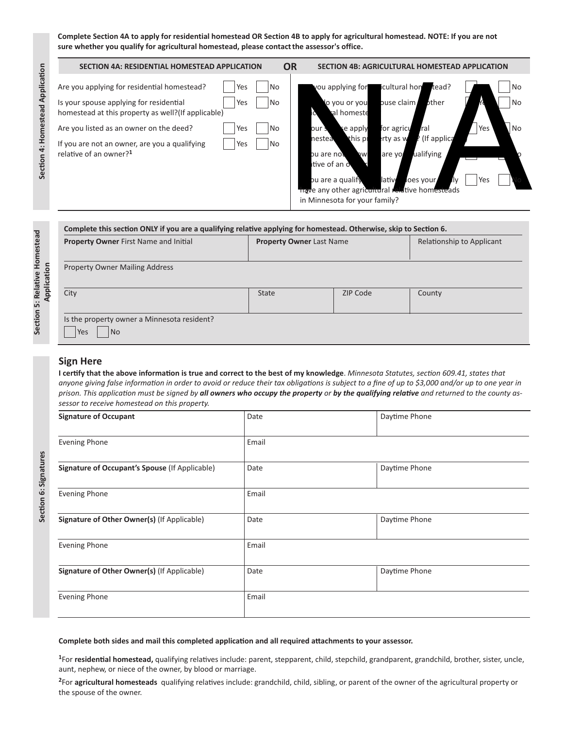**Complete Section 4A to apply for residential homestead OR Section 4B to apply for agricultural homestead. NOTE: If you are not sure whether you qualify for agricultural homestead, please contact the assessor's office.**

## Section 4: Homestead Application

| SECTION 4A: RESIDENTIAL HOMESTEAD APPLICATION | | | OR | SECTION 4B: AGRICULTURAL HOMESTEAD APPLICATION | | |
|---|---|---|---|---|---|---|
| Are you applying for residential homestead? | Yes | No | | Are you applying for agricultural homestead? | Yes | No |
| Is your spouse applying for residential homestead at this property as well?(If applicable) | Yes | No | | Do you or your spouse claim another agricultural homestead? | Yes | No |
| Are you listed as an owner on the deed? | Yes | No | | Is your spouse applying for agricultural homestead at this property as well? (If applicable) | Yes | No |
| If you are not an owner, are you a qualifying relative of an owner?[1] | Yes | No | | If you are not an owner, are you a qualifying relative of an owner?[2] | Yes | No |
| | | | | If you are a qualifying relative, does your family have any other agricultural relative homesteads in Minnesota for your family? | Yes | No |

N/A

## Section 5: Relative Homestead Application

**Complete this section ONLY if you are a qualifying relative applying for homestead. Otherwise, skip to Section 6.**

| **Property Owner** First Name and Initial | **Property Owner** Last Name | | Relationship to Applicant |
|---|---|---|---|
| Property Owner Mailing Address | | | |
| City | State | ZIP Code | County |

Is the property owner a Minnesota resident?
Yes No

## Section 6: Signatures

### Sign Here

**I certify that the above information is true and correct to the best of my knowledge**. *Minnesota Statutes, section 609.41, states that anyone giving false information in order to avoid or reduce their tax obligations is subject to a fine of up to $3,000 and/or up to one year in prison. This application must be signed by* ***all owners who occupy the property*** *or* ***by the qualifying relative*** *and returned to the county assessor to receive homestead on this property.*

| **Signature of Occupant** | Date | Daytime Phone |
|---|---|---|
| Evening Phone | Email | |
| **Signature of Occupant's Spouse** (If Applicable) | Date | Daytime Phone |
| Evening Phone | Email | |
| **Signature of Other Owner(s)** (If Applicable) | Date | Daytime Phone |
| Evening Phone | Email | |
| **Signature of Other Owner(s)** (If Applicable) | Date | Daytime Phone |
| Evening Phone | Email | |

**Complete both sides and mail this completed application and all required attachments to your assessor.**

[1]For **residential homestead,** qualifying relatives include: parent, stepparent, child, stepchild, grandparent, grandchild, brother, sister, uncle, aunt, nephew, or niece of the owner, by blood or marriage.

[2]For **agricultural homesteads** qualifying relatives include: grandchild, child, sibling, or parent of the owner of the agricultural property or the spouse of the owner.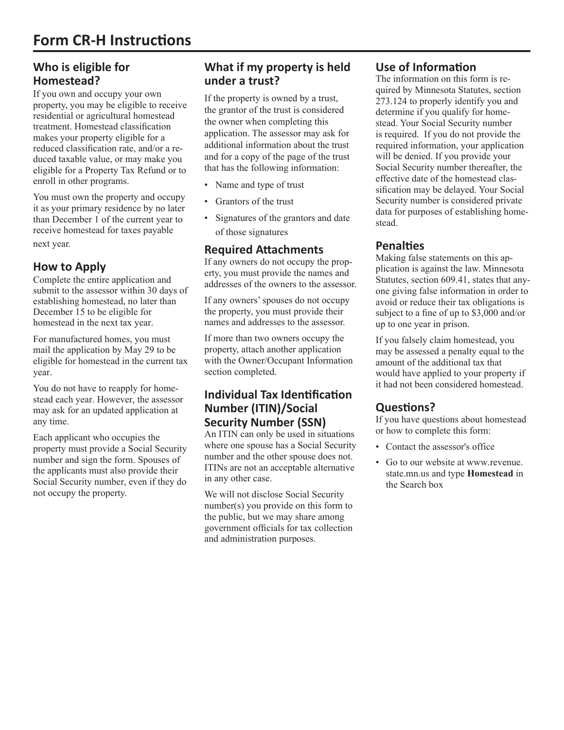# Form CR-H Instructions

## Who is eligible for Homestead?

If you own and occupy your own property, you may be eligible to receive residential or agricultural homestead treatment. Homestead classification makes your property eligible for a reduced classification rate, and/or a reduced taxable value, or may make you eligible for a Property Tax Refund or to enroll in other programs.

You must own the property and occupy it as your primary residence by no later than December 1 of the current year to receive homestead for taxes payable next year.

## How to Apply

Complete the entire application and submit to the assessor within 30 days of establishing homestead, no later than December 15 to be eligible for homestead in the next tax year.

For manufactured homes, you must mail the application by May 29 to be eligible for homestead in the current tax year.

You do not have to reapply for homestead each year. However, the assessor may ask for an updated application at any time.

Each applicant who occupies the property must provide a Social Security number and sign the form. Spouses of the applicants must also provide their Social Security number, even if they do not occupy the property.

## What if my property is held under a trust?

If the property is owned by a trust, the grantor of the trust is considered the owner when completing this application. The assessor may ask for additional information about the trust and for a copy of the page of the trust that has the following information:

- Name and type of trust
- Grantors of the trust
- Signatures of the grantors and date of those signatures

## Required Attachments

If any owners do not occupy the property, you must provide the names and addresses of the owners to the assessor.

If any owners' spouses do not occupy the property, you must provide their names and addresses to the assessor.

If more than two owners occupy the property, attach another application with the Owner/Occupant Information section completed.

## Individual Tax Identification Number (ITIN)/Social Security Number (SSN)

An ITIN can only be used in situations where one spouse has a Social Security number and the other spouse does not. ITINs are not an acceptable alternative in any other case.

We will not disclose Social Security number(s) you provide on this form to the public, but we may share among government officials for tax collection and administration purposes.

## Use of Information

The information on this form is required by Minnesota Statutes, section 273.124 to properly identify you and determine if you qualify for homestead. Your Social Security number is required. If you do not provide the required information, your application will be denied. If you provide your Social Security number thereafter, the effective date of the homestead classification may be delayed. Your Social Security number is considered private data for purposes of establishing homestead.

## Penalties

Making false statements on this application is against the law. Minnesota Statutes, section 609.41, states that anyone giving false information in order to avoid or reduce their tax obligations is subject to a fine of up to $3,000 and/or up to one year in prison.

If you falsely claim homestead, you may be assessed a penalty equal to the amount of the additional tax that would have applied to your property if it had not been considered homestead.

## Questions?

If you have questions about homestead or how to complete this form:

- Contact the assessor's office
- Go to our website at www.revenue.state.mn.us and type **Homestead** in the Search box